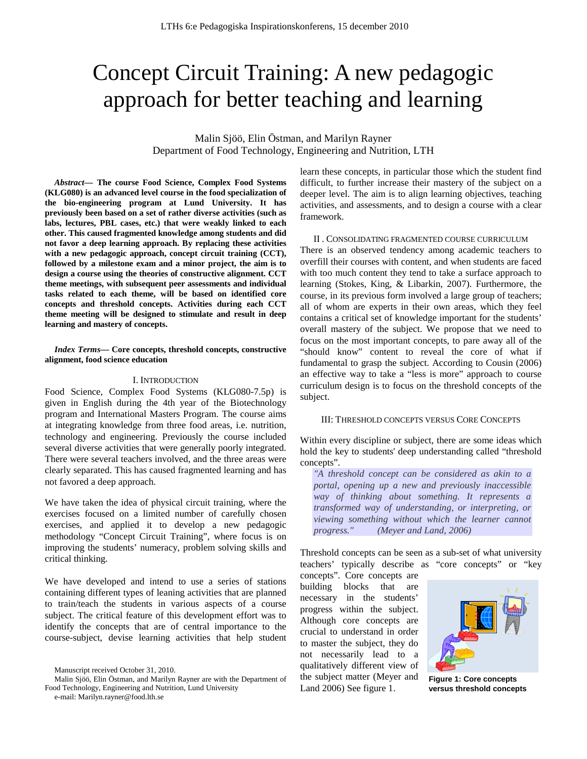# Concept Circuit Training: A new pedagogic approach for better teaching and learning

Malin Sjöö, Elin Östman, and Marilyn Rayner
Department of Food Technology, Engineering and Nutrition, LTH

***Abstract*— The course Food Science, Complex Food Systems (KLG080) is an advanced level course in the food specialization of the bio-engineering program at Lund University. It has previously been based on a set of rather diverse activities (such as labs, lectures, PBL cases, etc.) that were weakly linked to each other. This caused fragmented knowledge among students and did not favor a deep learning approach. By replacing these activities with a new pedagogic approach, concept circuit training (CCT), followed by a milestone exam and a minor project, the aim is to design a course using the theories of constructive alignment. CCT theme meetings, with subsequent peer assessments and individual tasks related to each theme, will be based on identified core concepts and threshold concepts. Activities during each CCT theme meeting will be designed to stimulate and result in deep learning and mastery of concepts.**

***Index Terms*— Core concepts, threshold concepts, constructive alignment, food science education**

## I. Introduction

Food Science, Complex Food Systems (KLG080-7.5p) is given in English during the 4th year of the Biotechnology program and International Masters Program. The course aims at integrating knowledge from three food areas, i.e. nutrition, technology and engineering. Previously the course included several diverse activities that were generally poorly integrated. There were several teachers involved, and the three areas were clearly separated. This has caused fragmented learning and has not favored a deep approach.

We have taken the idea of physical circuit training, where the exercises focused on a limited number of carefully chosen exercises, and applied it to develop a new pedagogic methodology "Concept Circuit Training", where focus is on improving the students' numeracy, problem solving skills and critical thinking.

We have developed and intend to use a series of stations containing different types of leaning activities that are planned to train/teach the students in various aspects of a course subject. The critical feature of this development effort was to identify the concepts that are of central importance to the course-subject, devise learning activities that help student learn these concepts, in particular those which the student find difficult, to further increase their mastery of the subject on a deeper level. The aim is to align learning objectives, teaching activities, and assessments, and to design a course with a clear framework.

## II. Consolidating Fragmented Course Curriculum

There is an observed tendency among academic teachers to overfill their courses with content, and when students are faced with too much content they tend to take a surface approach to learning (Stokes, King, & Libarkin, 2007). Furthermore, the course, in its previous form involved a large group of teachers; all of whom are experts in their own areas, which they feel contains a critical set of knowledge important for the students' overall mastery of the subject. We propose that we need to focus on the most important concepts, to pare away all of the "should know" content to reveal the core of what if fundamental to grasp the subject. According to Cousin (2006) an effective way to take a "less is more" approach to course curriculum design is to focus on the threshold concepts of the subject.

## III: Threshold Concepts versus Core Concepts

Within every discipline or subject, there are some ideas which hold the key to students' deep understanding called "threshold concepts".

> *"A threshold concept can be considered as akin to a portal, opening up a new and previously inaccessible way of thinking about something. It represents a transformed way of understanding, or interpreting, or viewing something without which the learner cannot progress."* *(Meyer and Land, 2006)*

Threshold concepts can be seen as a sub-set of what university teachers' typically describe as "core concepts" or "key concepts". Core concepts are building blocks that are necessary in the students' progress within the subject. Although core concepts are crucial to understand in order to master the subject, they do not necessarily lead to a qualitatively different view of the subject matter (Meyer and Land 2006) See figure 1.

**Figure 1: Core concepts versus threshold concepts**

Manuscript received October 31, 2010.

Malin Sjöö, Elin Östman, and Marilyn Rayner are with the Department of Food Technology, Engineering and Nutrition, Lund University

e-mail: Marilyn.rayner@food.lth.se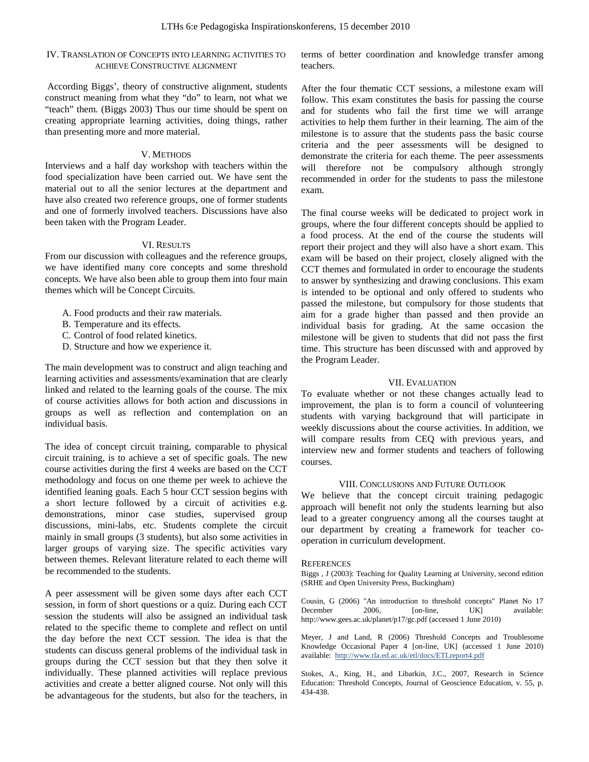## IV. Translation of Concepts into learning activities to achieve Constructive alignment

According Biggs', theory of constructive alignment, students construct meaning from what they "do" to learn, not what we "teach" them. (Biggs 2003) Thus our time should be spent on creating appropriate learning activities, doing things, rather than presenting more and more material.

## V. Methods

Interviews and a half day workshop with teachers within the food specialization have been carried out. We have sent the material out to all the senior lectures at the department and have also created two reference groups, one of former students and one of formerly involved teachers. Discussions have also been taken with the Program Leader.

## VI. Results

From our discussion with colleagues and the reference groups, we have identified many core concepts and some threshold concepts. We have also been able to group them into four main themes which will be Concept Circuits.

A. Food products and their raw materials.
B. Temperature and its effects.
C. Control of food related kinetics.
D. Structure and how we experience it.

The main development was to construct and align teaching and learning activities and assessments/examination that are clearly linked and related to the learning goals of the course. The mix of course activities allows for both action and discussions in groups as well as reflection and contemplation on an individual basis.

The idea of concept circuit training, comparable to physical circuit training, is to achieve a set of specific goals. The new course activities during the first 4 weeks are based on the CCT methodology and focus on one theme per week to achieve the identified leaning goals. Each 5 hour CCT session begins with a short lecture followed by a circuit of activities e.g. demonstrations, minor case studies, supervised group discussions, mini-labs, etc. Students complete the circuit mainly in small groups (3 students), but also some activities in larger groups of varying size. The specific activities vary between themes. Relevant literature related to each theme will be recommended to the students.

A peer assessment will be given some days after each CCT session, in form of short questions or a quiz. During each CCT session the students will also be assigned an individual task related to the specific theme to complete and reflect on until the day before the next CCT session. The idea is that the students can discuss general problems of the individual task in groups during the CCT session but that they then solve it individually. These planned activities will replace previous activities and create a better aligned course. Not only will this be advantageous for the students, but also for the teachers, in terms of better coordination and knowledge transfer among teachers.

After the four thematic CCT sessions, a milestone exam will follow. This exam constitutes the basis for passing the course and for students who fail the first time we will arrange activities to help them further in their learning. The aim of the milestone is to assure that the students pass the basic course criteria and the peer assessments will be designed to demonstrate the criteria for each theme. The peer assessments will therefore not be compulsory although strongly recommended in order for the students to pass the milestone exam.

The final course weeks will be dedicated to project work in groups, where the four different concepts should be applied to a food process. At the end of the course the students will report their project and they will also have a short exam. This exam will be based on their project, closely aligned with the CCT themes and formulated in order to encourage the students to answer by synthesizing and drawing conclusions. This exam is intended to be optional and only offered to students who passed the milestone, but compulsory for those students that aim for a grade higher than passed and then provide an individual basis for grading. At the same occasion the milestone will be given to students that did not pass the first time. This structure has been discussed with and approved by the Program Leader.

## VII. Evaluation

To evaluate whether or not these changes actually lead to improvement, the plan is to form a council of volunteering students with varying background that will participate in weekly discussions about the course activities. In addition, we will compare results from CEQ with previous years, and interview new and former students and teachers of following courses.

## VIII. Conclusions and Future Outlook

We believe that the concept circuit training pedagogic approach will benefit not only the students learning but also lead to a greater congruency among all the courses taught at our department by creating a framework for teacher co-operation in curriculum development.

## References

Biggs , J (2003): Teaching for Quality Learning at University, second edition (SRHE and Open University Press, Buckingham)

Cousin, G (2006) "An introduction to threshold concepts" Planet No 17 December 2006, [on-line, UK] available: http://www.gees.ac.uk/planet/p17/gc.pdf (accessed 1 June 2010)

Meyer, J and Land, R (2006) Threshold Concepts and Troublesome Knowledge Occasional Paper 4 [on-line, UK] (accessed 1 June 2010) available: http://www.tla.ed.ac.uk/etl/docs/ETLreport4.pdf

Stokes, A., King, H., and Libarkin, J.C., 2007, Research in Science Education: Threshold Concepts, Journal of Geoscience Education, v. 55, p. 434-438.